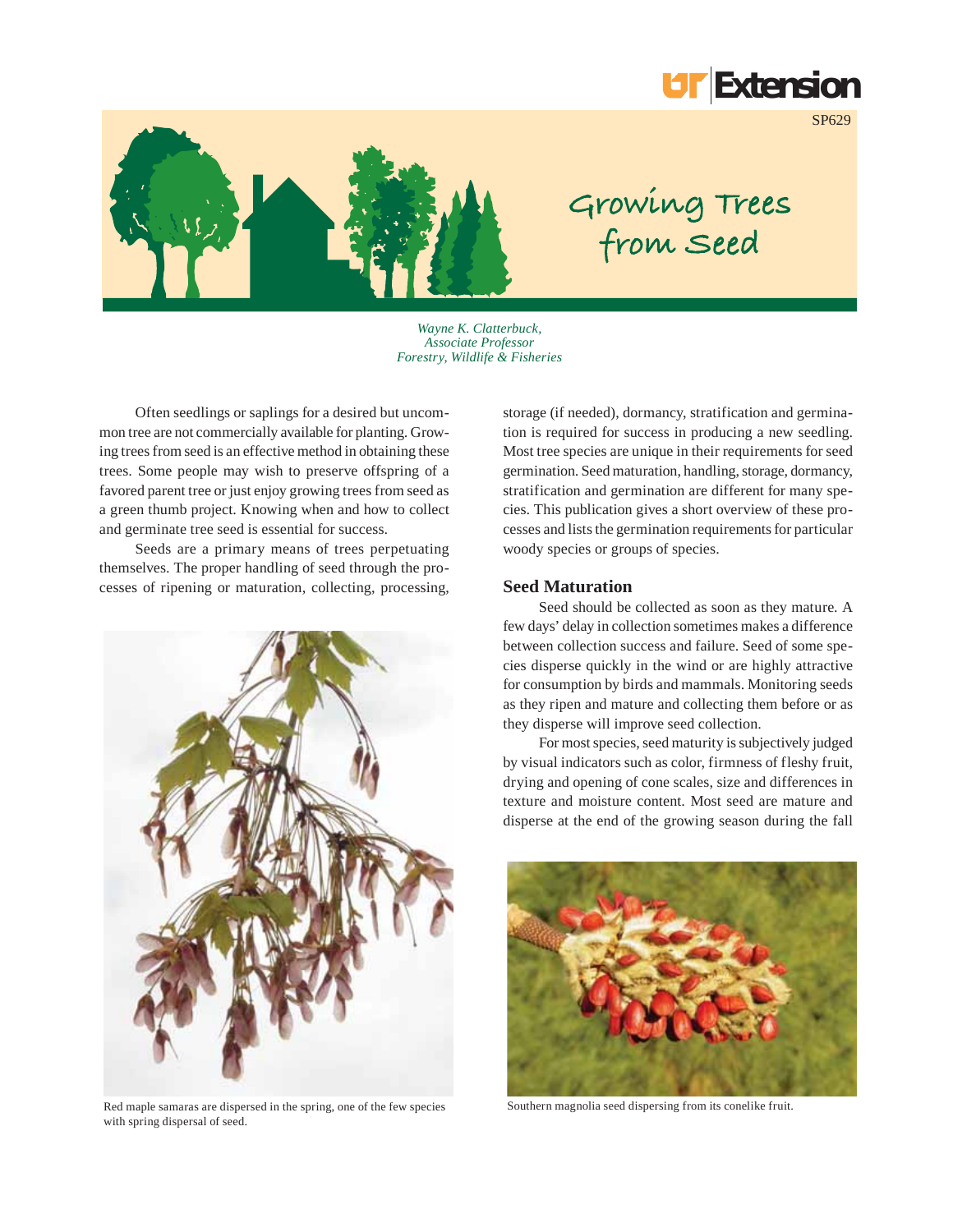SP629

# Growing Trees from Seed

*Wayne K. Clatterbuck,*
*Associate Professor*
*Forestry, Wildlife & Fisheries*

Often seedlings or saplings for a desired but uncommon tree are not commercially available for planting. Growing trees from seed is an effective method in obtaining these trees. Some people may wish to preserve offspring of a favored parent tree or just enjoy growing trees from seed as a green thumb project. Knowing when and how to collect and germinate tree seed is essential for success.

Seeds are a primary means of trees perpetuating themselves. The proper handling of seed through the processes of ripening or maturation, collecting, processing, storage (if needed), dormancy, stratification and germination is required for success in producing a new seedling. Most tree species are unique in their requirements for seed germination. Seed maturation, handling, storage, dormancy, stratification and germination are different for many species. This publication gives a short overview of these processes and lists the germination requirements for particular woody species or groups of species.

Red maple samaras are dispersed in the spring, one of the few species with spring dispersal of seed.

## Seed Maturation

Seed should be collected as soon as they mature. A few days' delay in collection sometimes makes a difference between collection success and failure. Seed of some species disperse quickly in the wind or are highly attractive for consumption by birds and mammals. Monitoring seeds as they ripen and mature and collecting them before or as they disperse will improve seed collection.

For most species, seed maturity is subjectively judged by visual indicators such as color, firmness of fleshy fruit, drying and opening of cone scales, size and differences in texture and moisture content. Most seed are mature and disperse at the end of the growing season during the fall

Southern magnolia seed dispersing from its conelike fruit.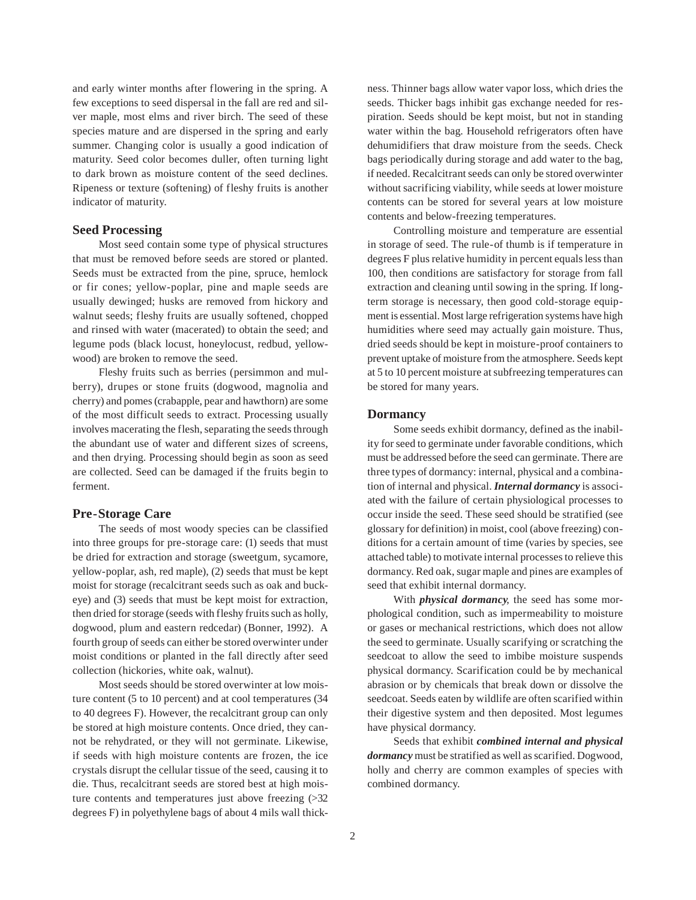and early winter months after flowering in the spring. A few exceptions to seed dispersal in the fall are red and silver maple, most elms and river birch. The seed of these species mature and are dispersed in the spring and early summer. Changing color is usually a good indication of maturity. Seed color becomes duller, often turning light to dark brown as moisture content of the seed declines. Ripeness or texture (softening) of fleshy fruits is another indicator of maturity.

## Seed Processing

Most seed contain some type of physical structures that must be removed before seeds are stored or planted. Seeds must be extracted from the pine, spruce, hemlock or fir cones; yellow-poplar, pine and maple seeds are usually dewinged; husks are removed from hickory and walnut seeds; fleshy fruits are usually softened, chopped and rinsed with water (macerated) to obtain the seed; and legume pods (black locust, honeylocust, redbud, yellowwood) are broken to remove the seed.

Fleshy fruits such as berries (persimmon and mulberry), drupes or stone fruits (dogwood, magnolia and cherry) and pomes (crabapple, pear and hawthorn) are some of the most difficult seeds to extract. Processing usually involves macerating the flesh, separating the seeds through the abundant use of water and different sizes of screens, and then drying. Processing should begin as soon as seed are collected. Seed can be damaged if the fruits begin to ferment.

## Pre-Storage Care

The seeds of most woody species can be classified into three groups for pre-storage care: (1) seeds that must be dried for extraction and storage (sweetgum, sycamore, yellow-poplar, ash, red maple), (2) seeds that must be kept moist for storage (recalcitrant seeds such as oak and buckeye) and (3) seeds that must be kept moist for extraction, then dried for storage (seeds with fleshy fruits such as holly, dogwood, plum and eastern redcedar) (Bonner, 1992). A fourth group of seeds can either be stored overwinter under moist conditions or planted in the fall directly after seed collection (hickories, white oak, walnut).

Most seeds should be stored overwinter at low moisture content (5 to 10 percent) and at cool temperatures (34 to 40 degrees F). However, the recalcitrant group can only be stored at high moisture contents. Once dried, they cannot be rehydrated, or they will not germinate. Likewise, if seeds with high moisture contents are frozen, the ice crystals disrupt the cellular tissue of the seed, causing it to die. Thus, recalcitrant seeds are stored best at high moisture contents and temperatures just above freezing (>32 degrees F) in polyethylene bags of about 4 mils wall thickness. Thinner bags allow water vapor loss, which dries the seeds. Thicker bags inhibit gas exchange needed for respiration. Seeds should be kept moist, but not in standing water within the bag. Household refrigerators often have dehumidifiers that draw moisture from the seeds. Check bags periodically during storage and add water to the bag, if needed. Recalcitrant seeds can only be stored overwinter without sacrificing viability, while seeds at lower moisture contents can be stored for several years at low moisture contents and below-freezing temperatures.

Controlling moisture and temperature are essential in storage of seed. The rule-of thumb is if temperature in degrees F plus relative humidity in percent equals less than 100, then conditions are satisfactory for storage from fall extraction and cleaning until sowing in the spring. If long-term storage is necessary, then good cold-storage equipment is essential. Most large refrigeration systems have high humidities where seed may actually gain moisture. Thus, dried seeds should be kept in moisture-proof containers to prevent uptake of moisture from the atmosphere. Seeds kept at 5 to 10 percent moisture at subfreezing temperatures can be stored for many years.

## Dormancy

Some seeds exhibit dormancy, defined as the inability for seed to germinate under favorable conditions, which must be addressed before the seed can germinate. There are three types of dormancy: internal, physical and a combination of internal and physical. ***Internal dormancy*** is associated with the failure of certain physiological processes to occur inside the seed. These seed should be stratified (see glossary for definition) in moist, cool (above freezing) conditions for a certain amount of time (varies by species, see attached table) to motivate internal processes to relieve this dormancy. Red oak, sugar maple and pines are examples of seed that exhibit internal dormancy.

With ***physical dormancy***, the seed has some morphological condition, such as impermeability to moisture or gases or mechanical restrictions, which does not allow the seed to germinate. Usually scarifying or scratching the seedcoat to allow the seed to imbibe moisture suspends physical dormancy. Scarification could be by mechanical abrasion or by chemicals that break down or dissolve the seedcoat. Seeds eaten by wildlife are often scarified within their digestive system and then deposited. Most legumes have physical dormancy.

Seeds that exhibit ***combined internal and physical dormancy*** must be stratified as well as scarified. Dogwood, holly and cherry are common examples of species with combined dormancy.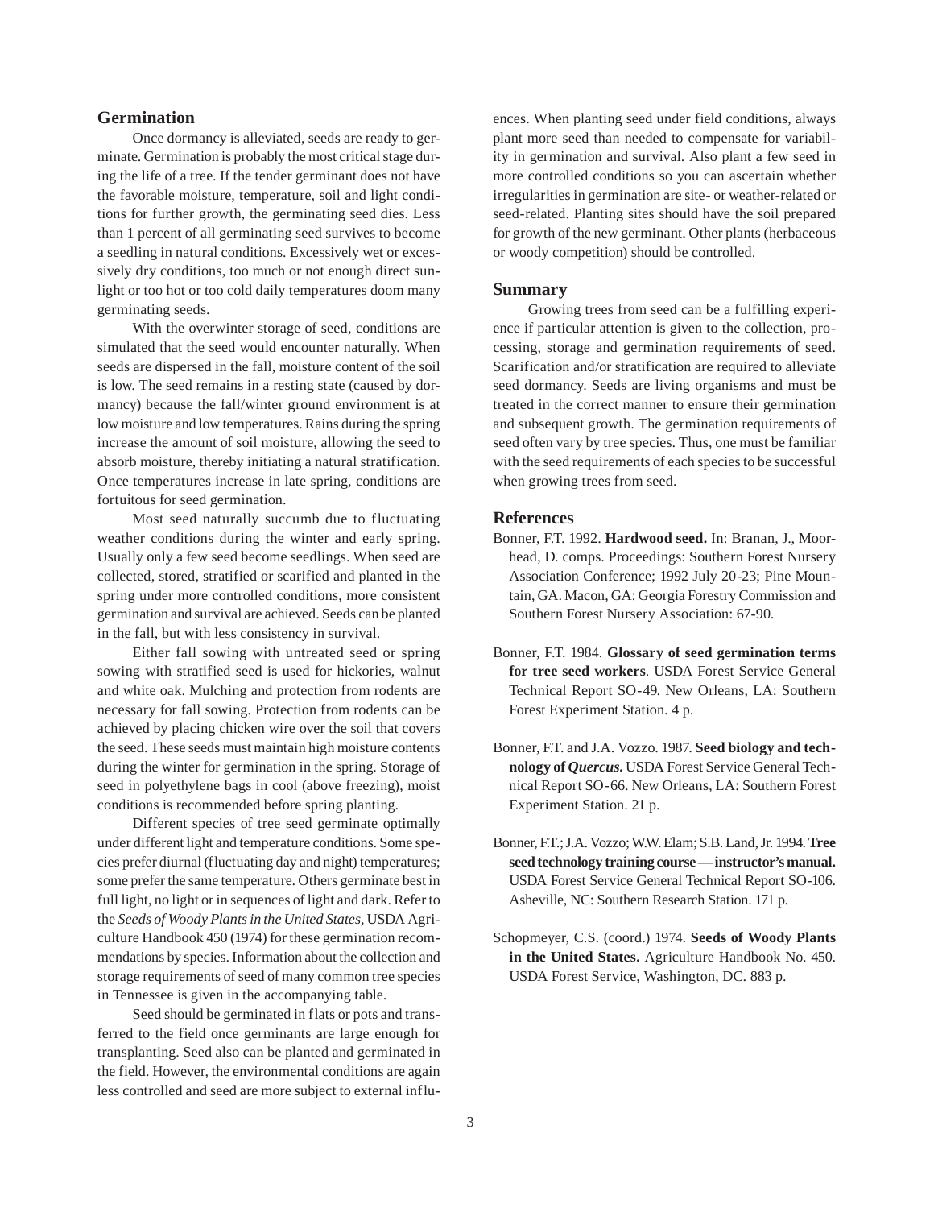## Germination

Once dormancy is alleviated, seeds are ready to germinate. Germination is probably the most critical stage during the life of a tree. If the tender germinant does not have the favorable moisture, temperature, soil and light conditions for further growth, the germinating seed dies. Less than 1 percent of all germinating seed survives to become a seedling in natural conditions. Excessively wet or excessively dry conditions, too much or not enough direct sunlight or too hot or too cold daily temperatures doom many germinating seeds.

With the overwinter storage of seed, conditions are simulated that the seed would encounter naturally. When seeds are dispersed in the fall, moisture content of the soil is low. The seed remains in a resting state (caused by dormancy) because the fall/winter ground environment is at low moisture and low temperatures. Rains during the spring increase the amount of soil moisture, allowing the seed to absorb moisture, thereby initiating a natural stratification. Once temperatures increase in late spring, conditions are fortuitous for seed germination.

Most seed naturally succumb due to fluctuating weather conditions during the winter and early spring. Usually only a few seed become seedlings. When seed are collected, stored, stratified or scarified and planted in the spring under more controlled conditions, more consistent germination and survival are achieved. Seeds can be planted in the fall, but with less consistency in survival.

Either fall sowing with untreated seed or spring sowing with stratified seed is used for hickories, walnut and white oak. Mulching and protection from rodents are necessary for fall sowing. Protection from rodents can be achieved by placing chicken wire over the soil that covers the seed. These seeds must maintain high moisture contents during the winter for germination in the spring. Storage of seed in polyethylene bags in cool (above freezing), moist conditions is recommended before spring planting.

Different species of tree seed germinate optimally under different light and temperature conditions. Some species prefer diurnal (fluctuating day and night) temperatures; some prefer the same temperature. Others germinate best in full light, no light or in sequences of light and dark. Refer to the *Seeds of Woody Plants in the United States*, USDA Agriculture Handbook 450 (1974) for these germination recommendations by species. Information about the collection and storage requirements of seed of many common tree species in Tennessee is given in the accompanying table.

Seed should be germinated in flats or pots and transferred to the field once germinants are large enough for transplanting. Seed also can be planted and germinated in the field. However, the environmental conditions are again less controlled and seed are more subject to external influences. When planting seed under field conditions, always plant more seed than needed to compensate for variability in germination and survival. Also plant a few seed in more controlled conditions so you can ascertain whether irregularities in germination are site- or weather-related or seed-related. Planting sites should have the soil prepared for growth of the new germinant. Other plants (herbaceous or woody competition) should be controlled.

## Summary

Growing trees from seed can be a fulfilling experience if particular attention is given to the collection, processing, storage and germination requirements of seed. Scarification and/or stratification are required to alleviate seed dormancy. Seeds are living organisms and must be treated in the correct manner to ensure their germination and subsequent growth. The germination requirements of seed often vary by tree species. Thus, one must be familiar with the seed requirements of each species to be successful when growing trees from seed.

## References

Bonner, F.T. 1992. **Hardwood seed.** In: Branan, J., Moorhead, D. comps. Proceedings: Southern Forest Nursery Association Conference; 1992 July 20-23; Pine Mountain, GA. Macon, GA: Georgia Forestry Commission and Southern Forest Nursery Association: 67-90.

Bonner, F.T. 1984. **Glossary of seed germination terms for tree seed workers**. USDA Forest Service General Technical Report SO-49. New Orleans, LA: Southern Forest Experiment Station. 4 p.

Bonner, F.T. and J.A. Vozzo. 1987. **Seed biology and technology of *Quercus*.** USDA Forest Service General Technical Report SO-66. New Orleans, LA: Southern Forest Experiment Station. 21 p.

Bonner, F.T.; J.A. Vozzo; W.W. Elam; S.B. Land, Jr. 1994. **Tree seed technology training course — instructor's manual.** USDA Forest Service General Technical Report SO-106. Asheville, NC: Southern Research Station. 171 p.

Schopmeyer, C.S. (coord.) 1974. **Seeds of Woody Plants in the United States.** Agriculture Handbook No. 450. USDA Forest Service, Washington, DC. 883 p.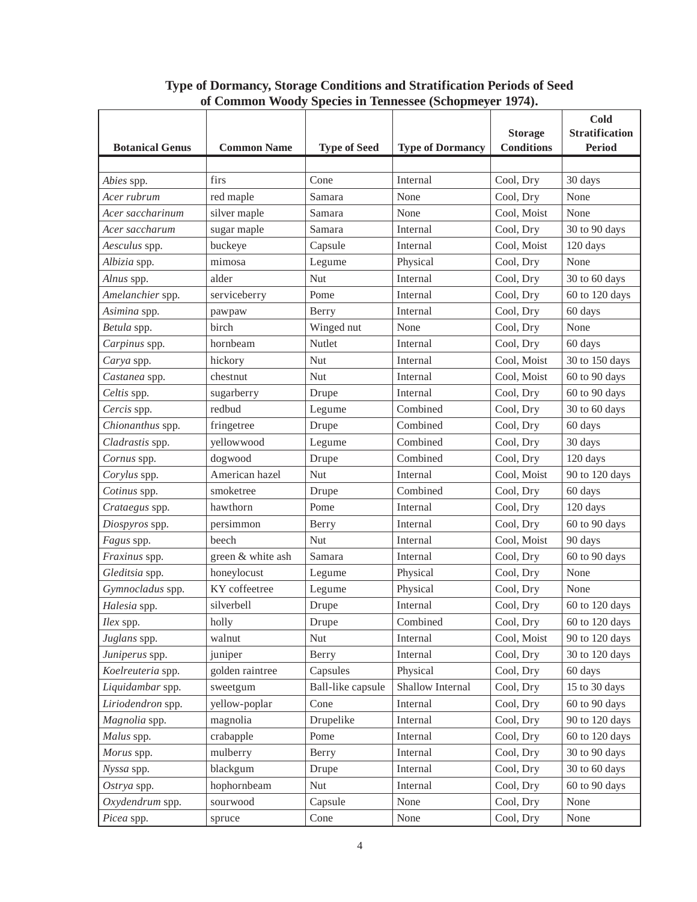**Type of Dormancy, Storage Conditions and Stratification Periods of Seed of Common Woody Species in Tennessee (Schopmeyer 1974).**

| Botanical Genus | Common Name | Type of Seed | Type of Dormancy | Storage Conditions | Cold Stratification Period |
|---|---|---|---|---|---|
| *Abies* spp. | firs | Cone | Internal | Cool, Dry | 30 days |
| *Acer rubrum* | red maple | Samara | None | Cool, Dry | None |
| *Acer saccharinum* | silver maple | Samara | None | Cool, Moist | None |
| *Acer saccharum* | sugar maple | Samara | Internal | Cool, Dry | 30 to 90 days |
| *Aesculus* spp. | buckeye | Capsule | Internal | Cool, Moist | 120 days |
| *Albizia* spp. | mimosa | Legume | Physical | Cool, Dry | None |
| *Alnus* spp. | alder | Nut | Internal | Cool, Dry | 30 to 60 days |
| *Amelanchier* spp. | serviceberry | Pome | Internal | Cool, Dry | 60 to 120 days |
| *Asimina* spp. | pawpaw | Berry | Internal | Cool, Dry | 60 days |
| *Betula* spp. | birch | Winged nut | None | Cool, Dry | None |
| *Carpinus* spp. | hornbeam | Nutlet | Internal | Cool, Dry | 60 days |
| *Carya* spp. | hickory | Nut | Internal | Cool, Moist | 30 to 150 days |
| *Castanea* spp. | chestnut | Nut | Internal | Cool, Moist | 60 to 90 days |
| *Celtis* spp. | sugarberry | Drupe | Internal | Cool, Dry | 60 to 90 days |
| *Cercis* spp. | redbud | Legume | Combined | Cool, Dry | 30 to 60 days |
| *Chionanthus* spp. | fringetree | Drupe | Combined | Cool, Dry | 60 days |
| *Cladrastis* spp. | yellowwood | Legume | Combined | Cool, Dry | 30 days |
| *Cornus* spp. | dogwood | Drupe | Combined | Cool, Dry | 120 days |
| *Corylus* spp. | American hazel | Nut | Internal | Cool, Moist | 90 to 120 days |
| *Cotinus* spp. | smoketree | Drupe | Combined | Cool, Dry | 60 days |
| *Crataegus* spp. | hawthorn | Pome | Internal | Cool, Dry | 120 days |
| *Diospyros* spp. | persimmon | Berry | Internal | Cool, Dry | 60 to 90 days |
| *Fagus* spp. | beech | Nut | Internal | Cool, Moist | 90 days |
| *Fraxinus* spp. | green & white ash | Samara | Internal | Cool, Dry | 60 to 90 days |
| *Gleditsia* spp. | honeylocust | Legume | Physical | Cool, Dry | None |
| *Gymnocladus* spp. | KY coffeetree | Legume | Physical | Cool, Dry | None |
| *Halesia* spp. | silverbell | Drupe | Internal | Cool, Dry | 60 to 120 days |
| *Ilex* spp. | holly | Drupe | Combined | Cool, Dry | 60 to 120 days |
| *Juglans* spp. | walnut | Nut | Internal | Cool, Moist | 90 to 120 days |
| *Juniperus* spp. | juniper | Berry | Internal | Cool, Dry | 30 to 120 days |
| *Koelreuteria* spp. | golden raintree | Capsules | Physical | Cool, Dry | 60 days |
| *Liquidambar* spp. | sweetgum | Ball-like capsule | Shallow Internal | Cool, Dry | 15 to 30 days |
| *Liriodendron* spp. | yellow-poplar | Cone | Internal | Cool, Dry | 60 to 90 days |
| *Magnolia* spp. | magnolia | Drupelike | Internal | Cool, Dry | 90 to 120 days |
| *Malus* spp. | crabapple | Pome | Internal | Cool, Dry | 60 to 120 days |
| *Morus* spp. | mulberry | Berry | Internal | Cool, Dry | 30 to 90 days |
| *Nyssa* spp. | blackgum | Drupe | Internal | Cool, Dry | 30 to 60 days |
| *Ostrya* spp. | hophornbeam | Nut | Internal | Cool, Dry | 60 to 90 days |
| *Oxydendrum* spp. | sourwood | Capsule | None | Cool, Dry | None |
| *Picea* spp. | spruce | Cone | None | Cool, Dry | None |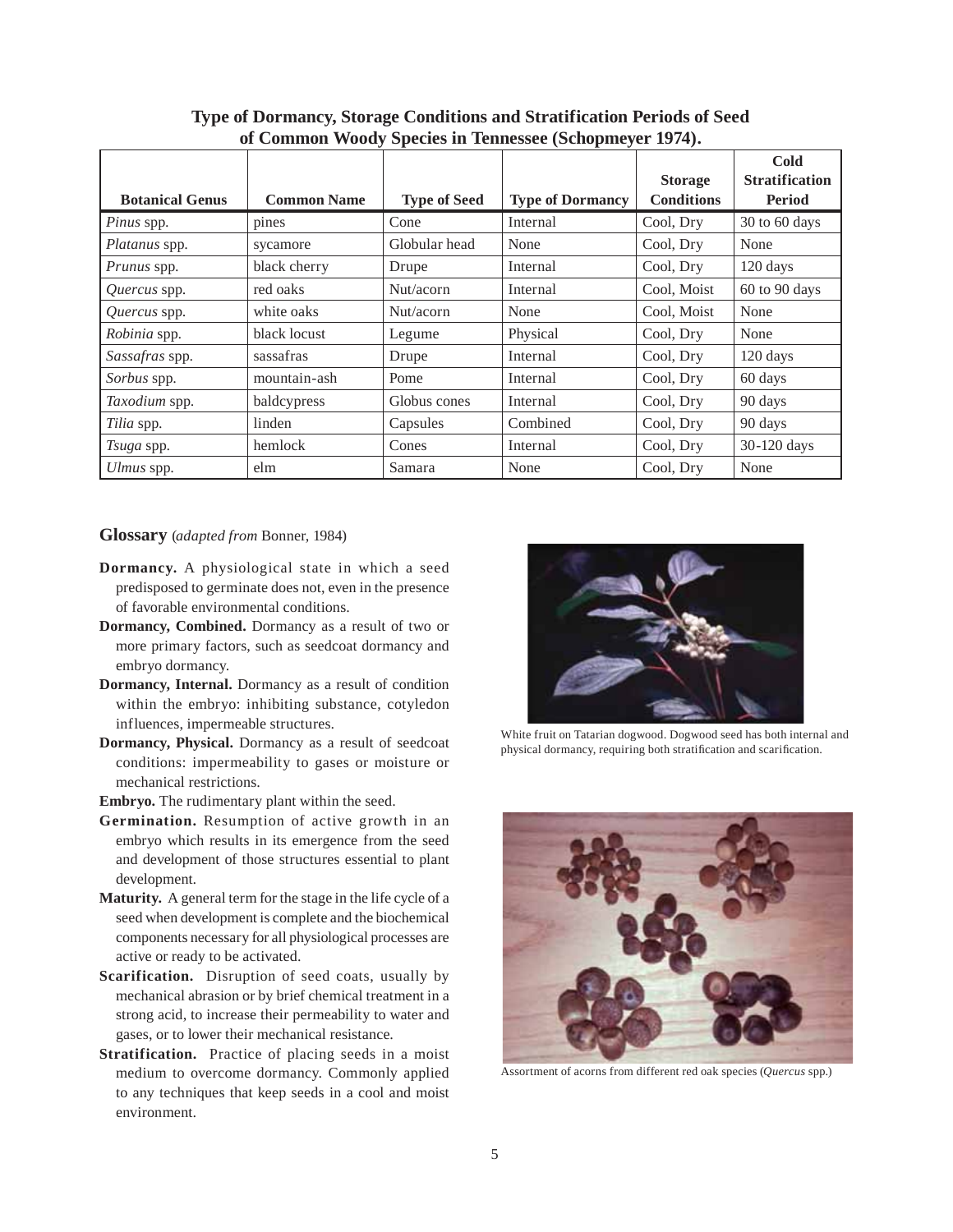**Type of Dormancy, Storage Conditions and Stratification Periods of Seed of Common Woody Species in Tennessee (Schopmeyer 1974).**

| Botanical Genus | Common Name | Type of Seed | Type of Dormancy | Storage Conditions | Cold Stratification Period |
|---|---|---|---|---|---|
| *Pinus* spp. | pines | Cone | Internal | Cool, Dry | 30 to 60 days |
| *Platanus* spp. | sycamore | Globular head | None | Cool, Dry | None |
| *Prunus* spp. | black cherry | Drupe | Internal | Cool, Dry | 120 days |
| *Quercus* spp. | red oaks | Nut/acorn | Internal | Cool, Moist | 60 to 90 days |
| *Quercus* spp. | white oaks | Nut/acorn | None | Cool, Moist | None |
| *Robinia* spp. | black locust | Legume | Physical | Cool, Dry | None |
| *Sassafras* spp. | sassafras | Drupe | Internal | Cool, Dry | 120 days |
| *Sorbus* spp. | mountain-ash | Pome | Internal | Cool, Dry | 60 days |
| *Taxodium* spp. | baldcypress | Globus cones | Internal | Cool, Dry | 90 days |
| *Tilia* spp. | linden | Capsules | Combined | Cool, Dry | 90 days |
| *Tsuga* spp. | hemlock | Cones | Internal | Cool, Dry | 30-120 days |
| *Ulmus* spp. | elm | Samara | None | Cool, Dry | None |

## Glossary (*adapted from* Bonner, 1984)

**Dormancy.** A physiological state in which a seed predisposed to germinate does not, even in the presence of favorable environmental conditions.

**Dormancy, Combined.** Dormancy as a result of two or more primary factors, such as seedcoat dormancy and embryo dormancy.

**Dormancy, Internal.** Dormancy as a result of condition within the embryo: inhibiting substance, cotyledon influences, impermeable structures.

**Dormancy, Physical.** Dormancy as a result of seedcoat conditions: impermeability to gases or moisture or mechanical restrictions.

**Embryo.** The rudimentary plant within the seed.

**Germination.** Resumption of active growth in an embryo which results in its emergence from the seed and development of those structures essential to plant development.

**Maturity.** A general term for the stage in the life cycle of a seed when development is complete and the biochemical components necessary for all physiological processes are active or ready to be activated.

**Scarification.** Disruption of seed coats, usually by mechanical abrasion or by brief chemical treatment in a strong acid, to increase their permeability to water and gases, or to lower their mechanical resistance.

**Stratification.** Practice of placing seeds in a moist medium to overcome dormancy. Commonly applied to any techniques that keep seeds in a cool and moist environment.

White fruit on Tatarian dogwood. Dogwood seed has both internal and physical dormancy, requiring both stratification and scarification.

Assortment of acorns from different red oak species (*Quercus* spp.)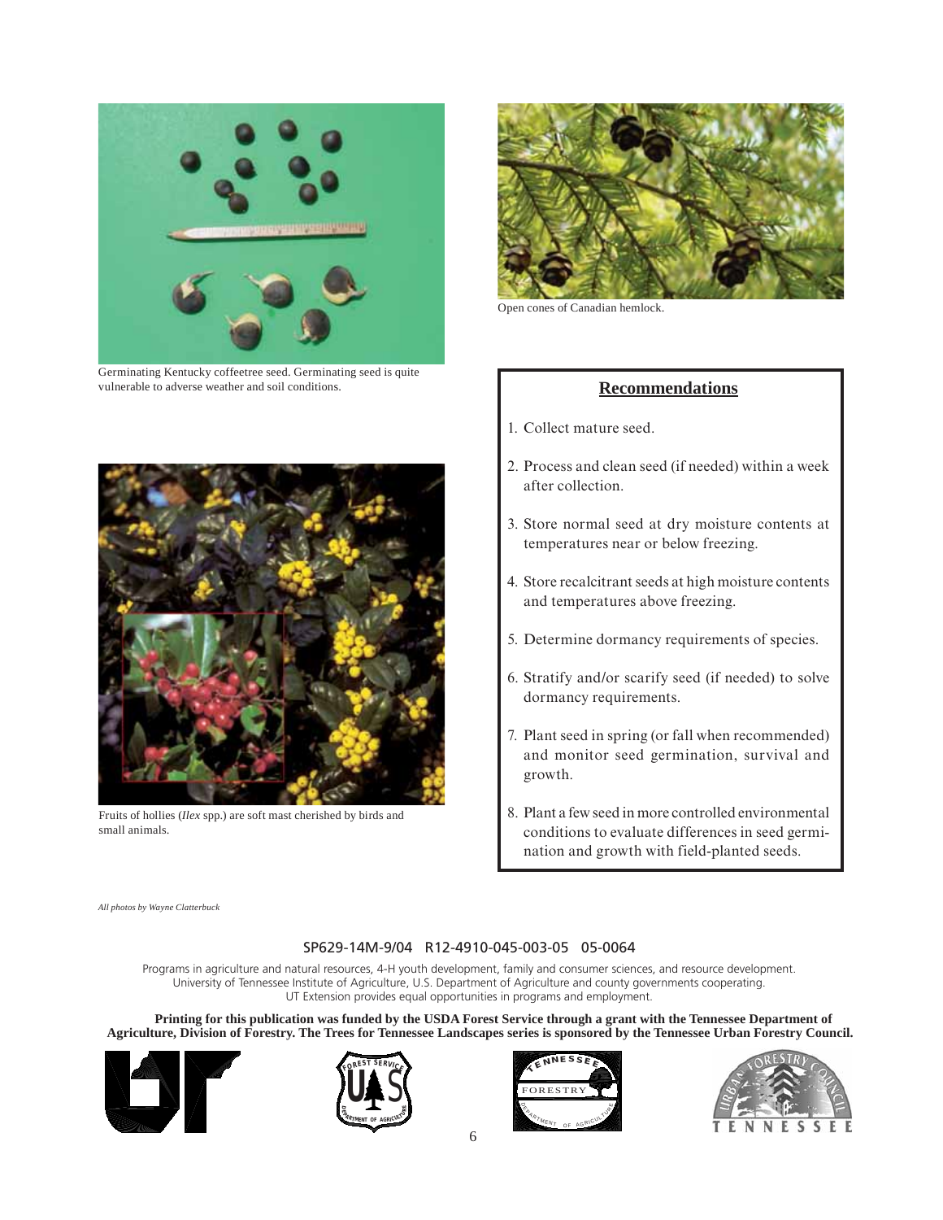Germinating Kentucky coffeetree seed. Germinating seed is quite vulnerable to adverse weather and soil conditions.

Open cones of Canadian hemlock.

Fruits of hollies (*Ilex* spp.) are soft mast cherished by birds and small animals.

## Recommendations

1. Collect mature seed.
2. Process and clean seed (if needed) within a week after collection.
3. Store normal seed at dry moisture contents at temperatures near or below freezing.
4. Store recalcitrant seeds at high moisture contents and temperatures above freezing.
5. Determine dormancy requirements of species.
6. Stratify and/or scarify seed (if needed) to solve dormancy requirements.
7. Plant seed in spring (or fall when recommended) and monitor seed germination, survival and growth.
8. Plant a few seed in more controlled environmental conditions to evaluate differences in seed germination and growth with field-planted seeds.

*All photos by Wayne Clatterbuck*

SP629-14M-9/04 R12-4910-045-003-05 05-0064

Programs in agriculture and natural resources, 4-H youth development, family and consumer sciences, and resource development.
University of Tennessee Institute of Agriculture, U.S. Department of Agriculture and county governments cooperating.
UT Extension provides equal opportunities in programs and employment.

**Printing for this publication was funded by the USDA Forest Service through a grant with the Tennessee Department of Agriculture, Division of Forestry. The Trees for Tennessee Landscapes series is sponsored by the Tennessee Urban Forestry Council.**